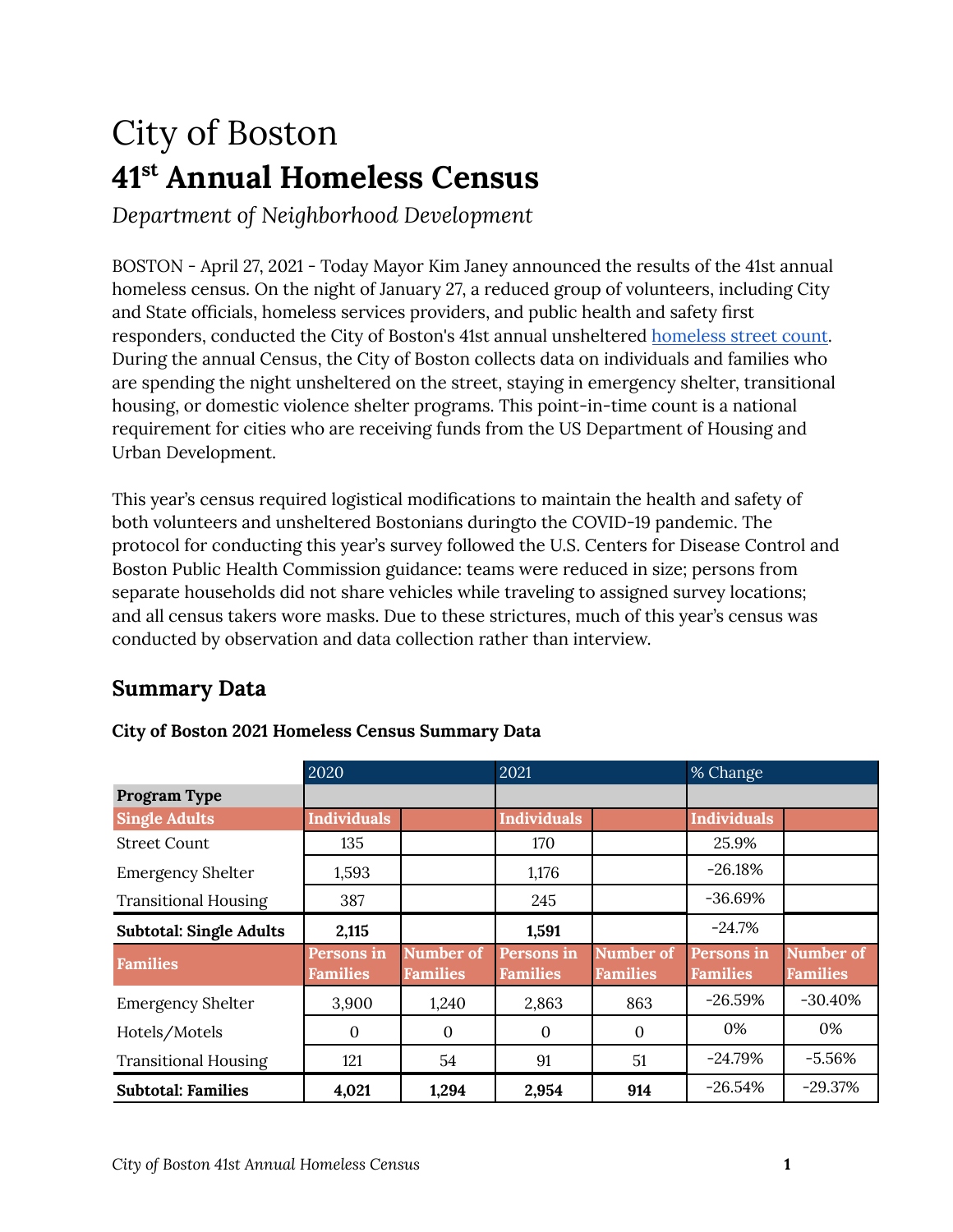# City of Boston

# 41st Annual Homeless Census

*Department of Neighborhood Development*

BOSTON - April 27, 2021 - Today Mayor Kim Janey announced the results of the 41st annual homeless census. On the night of January 27, a reduced group of volunteers, including City and State officials, homeless services providers, and public health and safety first responders, conducted the City of Boston's 41st annual unsheltered homeless street count. During the annual Census, the City of Boston collects data on individuals and families who are spending the night unsheltered on the street, staying in emergency shelter, transitional housing, or domestic violence shelter programs. This point-in-time count is a national requirement for cities who are receiving funds from the US Department of Housing and Urban Development.

This year's census required logistical modifications to maintain the health and safety of both volunteers and unsheltered Bostonians duringto the COVID-19 pandemic. The protocol for conducting this year's survey followed the U.S. Centers for Disease Control and Boston Public Health Commission guidance: teams were reduced in size; persons from separate households did not share vehicles while traveling to assigned survey locations; and all census takers wore masks. Due to these strictures, much of this year's census was conducted by observation and data collection rather than interview.

## Summary Data

**City of Boston 2021 Homeless Census Summary Data**

| | 2020 | | 2021 | | % Change | |
|---|---|---|---|---|---|---|
| **Program Type** | | | | | | |
| **Single Adults** | **Individuals** | | **Individuals** | | **Individuals** | |
| Street Count | 135 | | 170 | | 25.9% | |
| Emergency Shelter | 1,593 | | 1,176 | | -26.18% | |
| Transitional Housing | 387 | | 245 | | -36.69% | |
| **Subtotal: Single Adults** | **2,115** | | **1,591** | | -24.7% | |
| **Families** | **Persons in Families** | **Number of Families** | **Persons in Families** | **Number of Families** | **Persons in Families** | **Number of Families** |
| Emergency Shelter | 3,900 | 1,240 | 2,863 | 863 | -26.59% | -30.40% |
| Hotels/Motels | 0 | 0 | 0 | 0 | 0% | 0% |
| Transitional Housing | 121 | 54 | 91 | 51 | -24.79% | -5.56% |
| **Subtotal: Families** | **4,021** | **1,294** | **2,954** | **914** | -26.54% | -29.37% |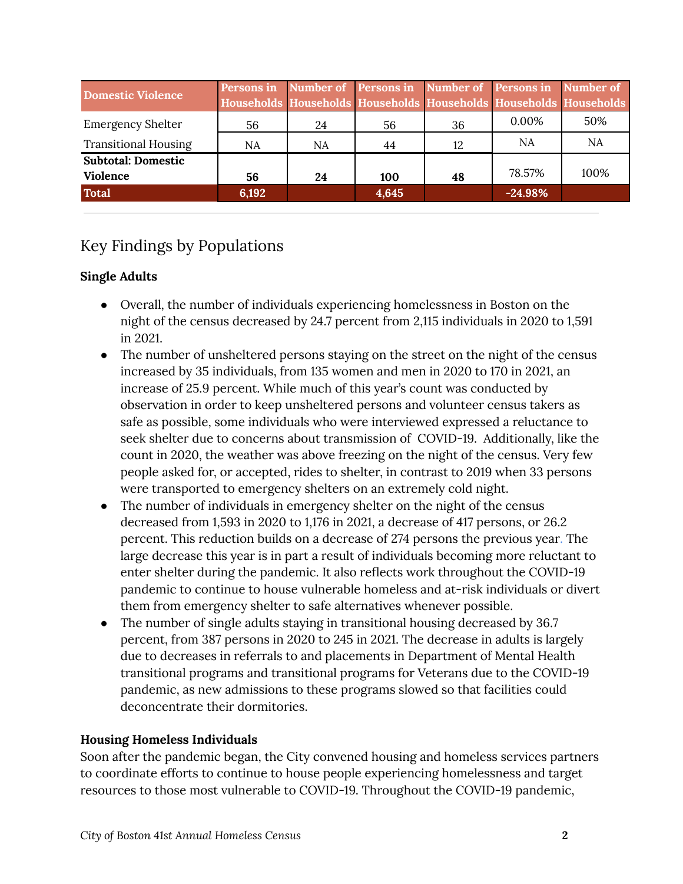| Domestic Violence | Persons in Households | Number of Households | Persons in Households | Number of Households | Persons in Households | Number of Households |
|---|---|---|---|---|---|---|
| Emergency Shelter | 56 | 24 | 56 | 36 | 0.00% | 50% |
| Transitional Housing | NA | NA | 44 | 12 | NA | NA |
| **Subtotal: Domestic Violence** | **56** | **24** | **100** | **48** | 78.57% | 100% |
| **Total** | **6,192** | | **4,645** | | **-24.98%** | |

## Key Findings by Populations

**Single Adults**

- Overall, the number of individuals experiencing homelessness in Boston on the night of the census decreased by 24.7 percent from 2,115 individuals in 2020 to 1,591 in 2021.
- The number of unsheltered persons staying on the street on the night of the census increased by 35 individuals, from 135 women and men in 2020 to 170 in 2021, an increase of 25.9 percent. While much of this year's count was conducted by observation in order to keep unsheltered persons and volunteer census takers as safe as possible, some individuals who were interviewed expressed a reluctance to seek shelter due to concerns about transmission of COVID-19. Additionally, like the count in 2020, the weather was above freezing on the night of the census. Very few people asked for, or accepted, rides to shelter, in contrast to 2019 when 33 persons were transported to emergency shelters on an extremely cold night.
- The number of individuals in emergency shelter on the night of the census decreased from 1,593 in 2020 to 1,176 in 2021, a decrease of 417 persons, or 26.2 percent. This reduction builds on a decrease of 274 persons the previous year. The large decrease this year is in part a result of individuals becoming more reluctant to enter shelter during the pandemic. It also reflects work throughout the COVID-19 pandemic to continue to house vulnerable homeless and at-risk individuals or divert them from emergency shelter to safe alternatives whenever possible.
- The number of single adults staying in transitional housing decreased by 36.7 percent, from 387 persons in 2020 to 245 in 2021. The decrease in adults is largely due to decreases in referrals to and placements in Department of Mental Health transitional programs and transitional programs for Veterans due to the COVID-19 pandemic, as new admissions to these programs slowed so that facilities could deconcentrate their dormitories.

**Housing Homeless Individuals**

Soon after the pandemic began, the City convened housing and homeless services partners to coordinate efforts to continue to house people experiencing homelessness and target resources to those most vulnerable to COVID-19. Throughout the COVID-19 pandemic,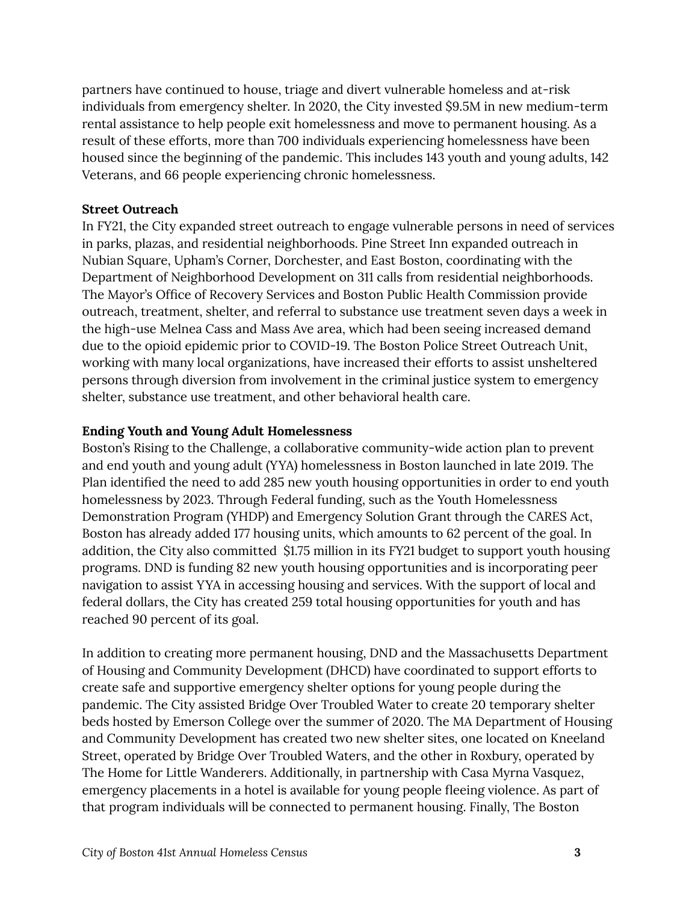partners have continued to house, triage and divert vulnerable homeless and at-risk individuals from emergency shelter. In 2020, the City invested $9.5M in new medium-term rental assistance to help people exit homelessness and move to permanent housing. As a result of these efforts, more than 700 individuals experiencing homelessness have been housed since the beginning of the pandemic. This includes 143 youth and young adults, 142 Veterans, and 66 people experiencing chronic homelessness.

**Street Outreach**

In FY21, the City expanded street outreach to engage vulnerable persons in need of services in parks, plazas, and residential neighborhoods. Pine Street Inn expanded outreach in Nubian Square, Upham's Corner, Dorchester, and East Boston, coordinating with the Department of Neighborhood Development on 311 calls from residential neighborhoods. The Mayor's Office of Recovery Services and Boston Public Health Commission provide outreach, treatment, shelter, and referral to substance use treatment seven days a week in the high-use Melnea Cass and Mass Ave area, which had been seeing increased demand due to the opioid epidemic prior to COVID-19. The Boston Police Street Outreach Unit, working with many local organizations, have increased their efforts to assist unsheltered persons through diversion from involvement in the criminal justice system to emergency shelter, substance use treatment, and other behavioral health care.

**Ending Youth and Young Adult Homelessness**

Boston's Rising to the Challenge, a collaborative community-wide action plan to prevent and end youth and young adult (YYA) homelessness in Boston launched in late 2019. The Plan identified the need to add 285 new youth housing opportunities in order to end youth homelessness by 2023. Through Federal funding, such as the Youth Homelessness Demonstration Program (YHDP) and Emergency Solution Grant through the CARES Act, Boston has already added 177 housing units, which amounts to 62 percent of the goal. In addition, the City also committed $1.75 million in its FY21 budget to support youth housing programs. DND is funding 82 new youth housing opportunities and is incorporating peer navigation to assist YYA in accessing housing and services. With the support of local and federal dollars, the City has created 259 total housing opportunities for youth and has reached 90 percent of its goal.

In addition to creating more permanent housing, DND and the Massachusetts Department of Housing and Community Development (DHCD) have coordinated to support efforts to create safe and supportive emergency shelter options for young people during the pandemic. The City assisted Bridge Over Troubled Water to create 20 temporary shelter beds hosted by Emerson College over the summer of 2020. The MA Department of Housing and Community Development has created two new shelter sites, one located on Kneeland Street, operated by Bridge Over Troubled Waters, and the other in Roxbury, operated by The Home for Little Wanderers. Additionally, in partnership with Casa Myrna Vasquez, emergency placements in a hotel is available for young people fleeing violence. As part of that program individuals will be connected to permanent housing. Finally, The Boston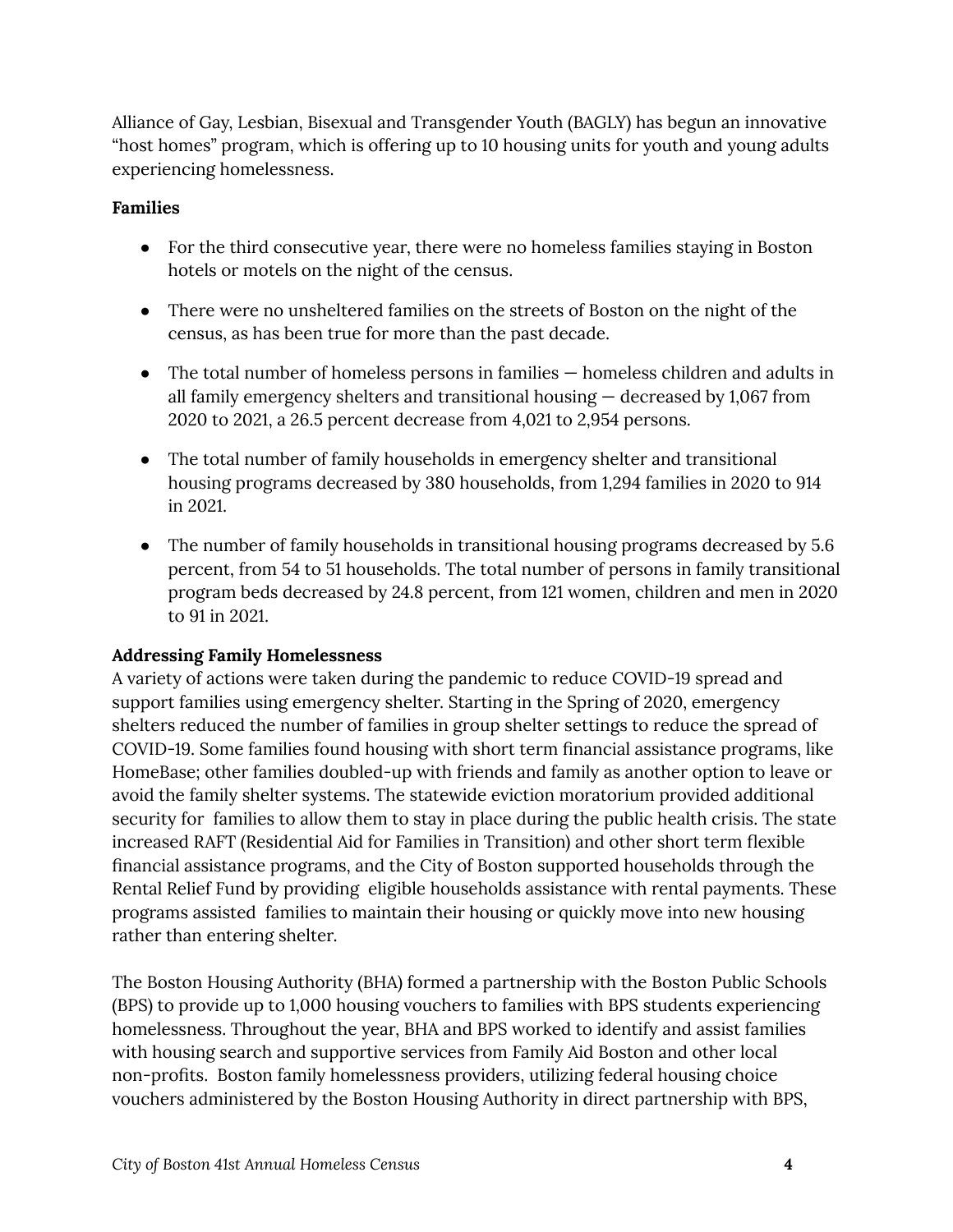Alliance of Gay, Lesbian, Bisexual and Transgender Youth (BAGLY) has begun an innovative "host homes" program, which is offering up to 10 housing units for youth and young adults experiencing homelessness.

**Families**

- For the third consecutive year, there were no homeless families staying in Boston hotels or motels on the night of the census.
- There were no unsheltered families on the streets of Boston on the night of the census, as has been true for more than the past decade.
- The total number of homeless persons in families — homeless children and adults in all family emergency shelters and transitional housing — decreased by 1,067 from 2020 to 2021, a 26.5 percent decrease from 4,021 to 2,954 persons.
- The total number of family households in emergency shelter and transitional housing programs decreased by 380 households, from 1,294 families in 2020 to 914 in 2021.
- The number of family households in transitional housing programs decreased by 5.6 percent, from 54 to 51 households. The total number of persons in family transitional program beds decreased by 24.8 percent, from 121 women, children and men in 2020 to 91 in 2021.

**Addressing Family Homelessness**

A variety of actions were taken during the pandemic to reduce COVID-19 spread and support families using emergency shelter. Starting in the Spring of 2020, emergency shelters reduced the number of families in group shelter settings to reduce the spread of COVID-19. Some families found housing with short term financial assistance programs, like HomeBase; other families doubled-up with friends and family as another option to leave or avoid the family shelter systems. The statewide eviction moratorium provided additional security for families to allow them to stay in place during the public health crisis. The state increased RAFT (Residential Aid for Families in Transition) and other short term flexible financial assistance programs, and the City of Boston supported households through the Rental Relief Fund by providing eligible households assistance with rental payments. These programs assisted families to maintain their housing or quickly move into new housing rather than entering shelter.

The Boston Housing Authority (BHA) formed a partnership with the Boston Public Schools (BPS) to provide up to 1,000 housing vouchers to families with BPS students experiencing homelessness. Throughout the year, BHA and BPS worked to identify and assist families with housing search and supportive services from Family Aid Boston and other local non-profits. Boston family homelessness providers, utilizing federal housing choice vouchers administered by the Boston Housing Authority in direct partnership with BPS,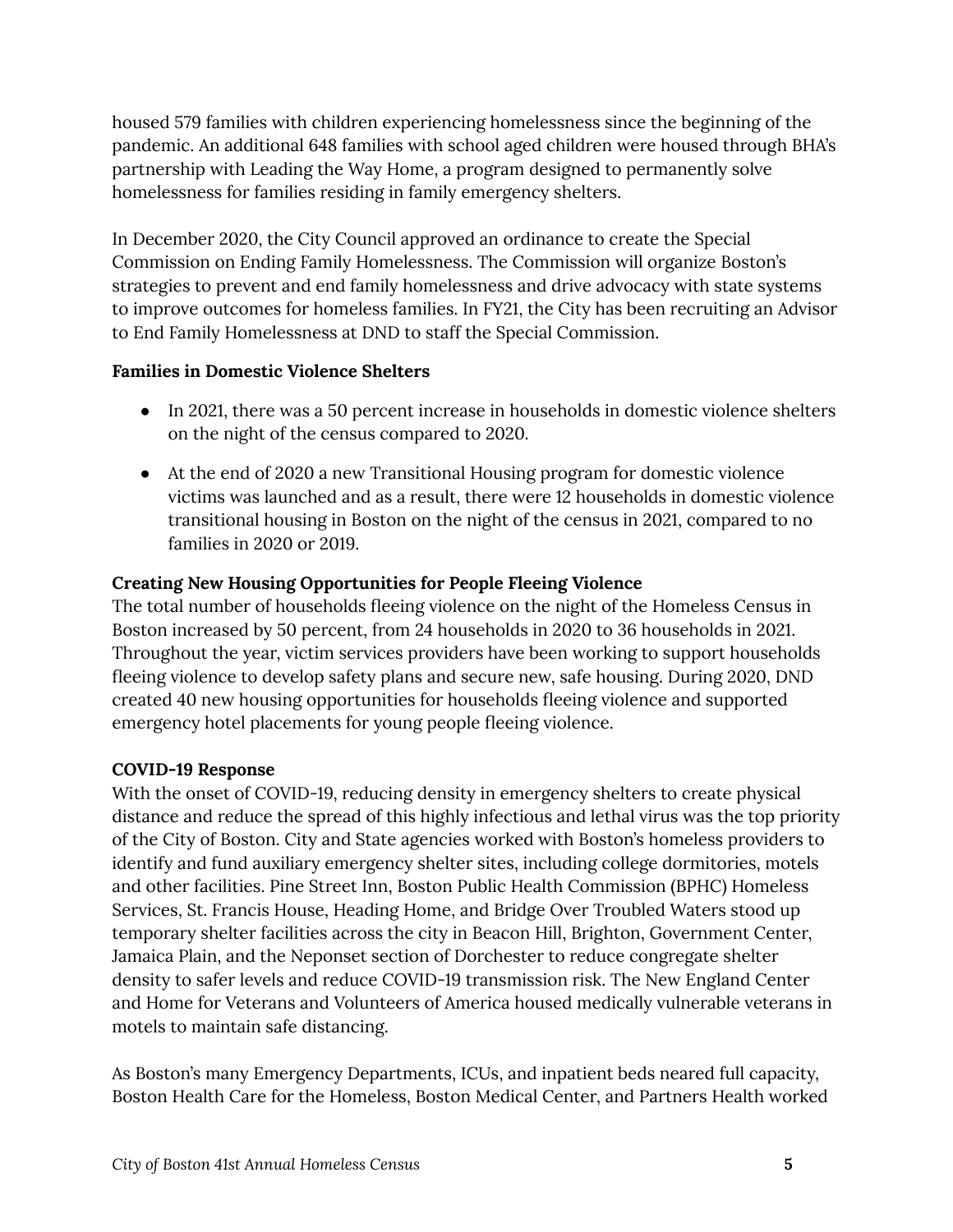housed 579 families with children experiencing homelessness since the beginning of the pandemic. An additional 648 families with school aged children were housed through BHA's partnership with Leading the Way Home, a program designed to permanently solve homelessness for families residing in family emergency shelters.

In December 2020, the City Council approved an ordinance to create the Special Commission on Ending Family Homelessness. The Commission will organize Boston's strategies to prevent and end family homelessness and drive advocacy with state systems to improve outcomes for homeless families. In FY21, the City has been recruiting an Advisor to End Family Homelessness at DND to staff the Special Commission.

**Families in Domestic Violence Shelters**

- In 2021, there was a 50 percent increase in households in domestic violence shelters on the night of the census compared to 2020.
- At the end of 2020 a new Transitional Housing program for domestic violence victims was launched and as a result, there were 12 households in domestic violence transitional housing in Boston on the night of the census in 2021, compared to no families in 2020 or 2019.

**Creating New Housing Opportunities for People Fleeing Violence**

The total number of households fleeing violence on the night of the Homeless Census in Boston increased by 50 percent, from 24 households in 2020 to 36 households in 2021. Throughout the year, victim services providers have been working to support households fleeing violence to develop safety plans and secure new, safe housing. During 2020, DND created 40 new housing opportunities for households fleeing violence and supported emergency hotel placements for young people fleeing violence.

**COVID-19 Response**

With the onset of COVID-19, reducing density in emergency shelters to create physical distance and reduce the spread of this highly infectious and lethal virus was the top priority of the City of Boston. City and State agencies worked with Boston's homeless providers to identify and fund auxiliary emergency shelter sites, including college dormitories, motels and other facilities. Pine Street Inn, Boston Public Health Commission (BPHC) Homeless Services, St. Francis House, Heading Home, and Bridge Over Troubled Waters stood up temporary shelter facilities across the city in Beacon Hill, Brighton, Government Center, Jamaica Plain, and the Neponset section of Dorchester to reduce congregate shelter density to safer levels and reduce COVID-19 transmission risk. The New England Center and Home for Veterans and Volunteers of America housed medically vulnerable veterans in motels to maintain safe distancing.

As Boston's many Emergency Departments, ICUs, and inpatient beds neared full capacity, Boston Health Care for the Homeless, Boston Medical Center, and Partners Health worked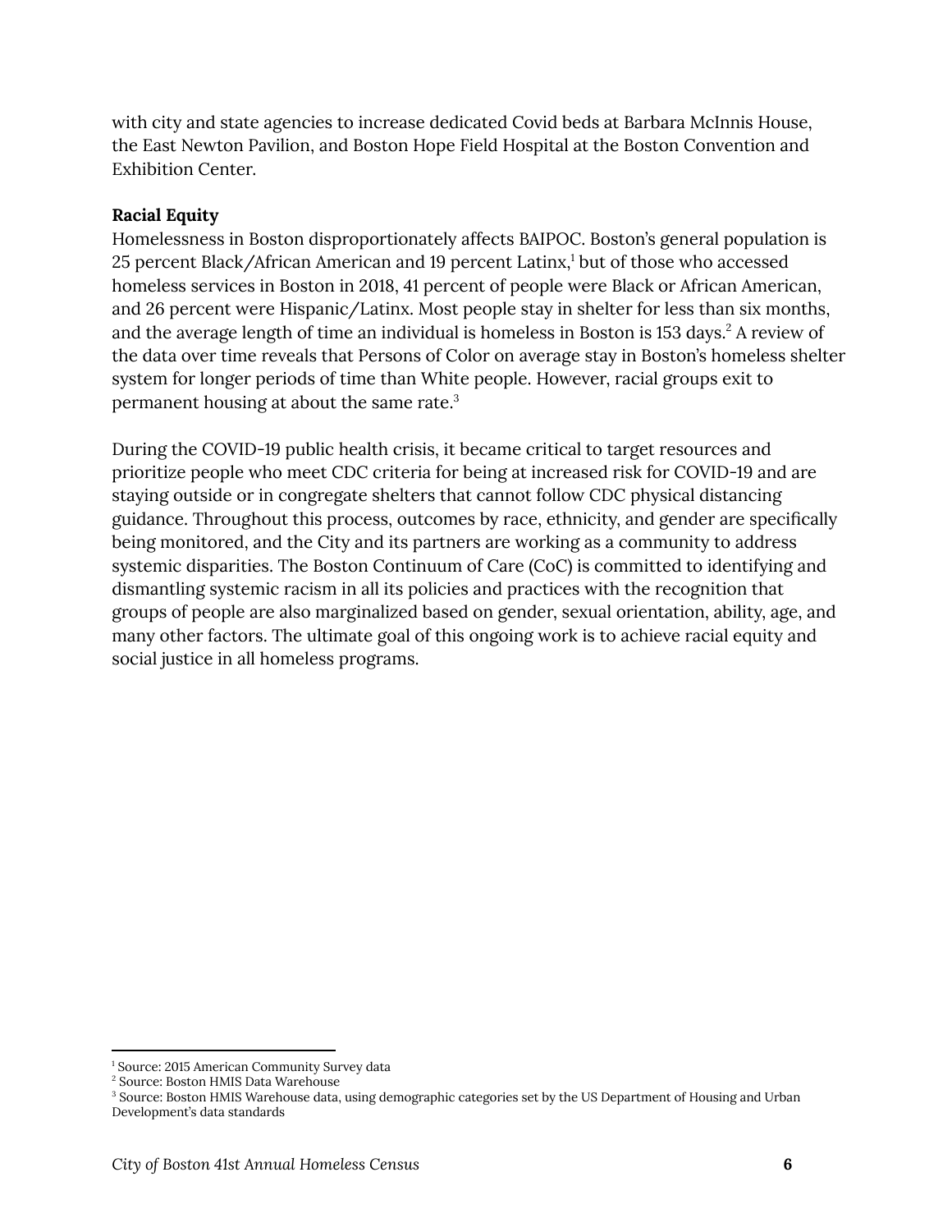with city and state agencies to increase dedicated Covid beds at Barbara McInnis House, the East Newton Pavilion, and Boston Hope Field Hospital at the Boston Convention and Exhibition Center.

**Racial Equity**

Homelessness in Boston disproportionately affects BAIPOC. Boston's general population is 25 percent Black/African American and 19 percent Latinx,[1] but of those who accessed homeless services in Boston in 2018, 41 percent of people were Black or African American, and 26 percent were Hispanic/Latinx. Most people stay in shelter for less than six months, and the average length of time an individual is homeless in Boston is 153 days.[2] A review of the data over time reveals that Persons of Color on average stay in Boston's homeless shelter system for longer periods of time than White people. However, racial groups exit to permanent housing at about the same rate.[3]

During the COVID-19 public health crisis, it became critical to target resources and prioritize people who meet CDC criteria for being at increased risk for COVID-19 and are staying outside or in congregate shelters that cannot follow CDC physical distancing guidance. Throughout this process, outcomes by race, ethnicity, and gender are specifically being monitored, and the City and its partners are working as a community to address systemic disparities. The Boston Continuum of Care (CoC) is committed to identifying and dismantling systemic racism in all its policies and practices with the recognition that groups of people are also marginalized based on gender, sexual orientation, ability, age, and many other factors. The ultimate goal of this ongoing work is to achieve racial equity and social justice in all homeless programs.

---

[1] Source: 2015 American Community Survey data

[2] Source: Boston HMIS Data Warehouse

[3] Source: Boston HMIS Warehouse data, using demographic categories set by the US Department of Housing and Urban Development's data standards